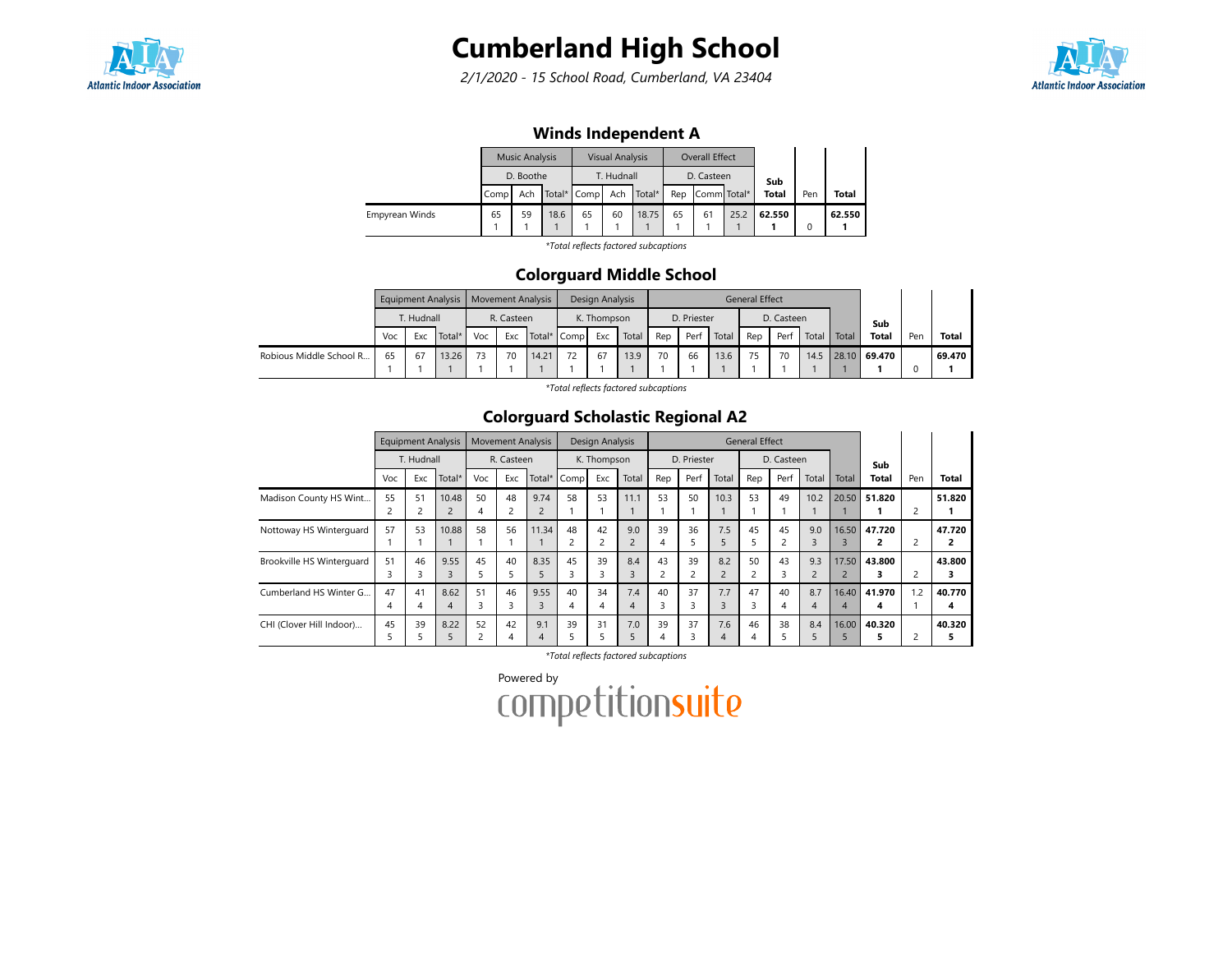# Cumberland High School

*2/1/2020 - 15 School Road, Cumberland, VA 23404*

## Winds Independent A

| | Music Analysis | | | Visual Analysis | | | Overall Effect | | | Sub Total | Pen | Total |
|---|---|---|---|---|---|---|---|---|---|---|---|---|
| | D. Boothe | | | T. Hudnall | | | D. Casteen | | | | | |
| | Comp | Ach | Total* | Comp | Ach | Total* | Rep | Comm | Total* | | | |
| Empyrean Winds | 65<br>1 | 59<br>1 | 18.6<br>1 | 65<br>1 | 60<br>1 | 18.75<br>1 | 65<br>1 | 61<br>1 | 25.2<br>1 | **62.550**<br>**1** | 0 | **62.550**<br>**1** |

*\*Total reflects factored subcaptions*

## Colorguard Middle School

| | Equipment Analysis | | | Movement Analysis | | | Design Analysis | | | General Effect | | | | | | | Sub Total | Pen | Total |
|---|---|---|---|---|---|---|---|---|---|---|---|---|---|---|---|---|---|---|---|
| | T. Hudnall | | | R. Casteen | | | K. Thompson | | | D. Priester | | | D. Casteen | | | | | | |
| | Voc | Exc | Total* | Voc | Exc | Total* | Comp | Exc | Total | Rep | Perf | Total | Rep | Perf | Total | Total | | | |
| Robious Middle School R... | 65<br>1 | 67<br>1 | 13.26<br>1 | 73<br>1 | 70<br>1 | 14.21<br>1 | 72<br>1 | 67<br>1 | 13.9<br>1 | 70<br>1 | 66<br>1 | 13.6<br>1 | 75<br>1 | 70<br>1 | 14.5<br>1 | 28.10<br>1 | **69.470**<br>**1** | 0 | **69.470**<br>**1** |

*\*Total reflects factored subcaptions*

## Colorguard Scholastic Regional A2

| | Equipment Analysis | | | Movement Analysis | | | Design Analysis | | | General Effect | | | | | | | Sub Total | Pen | Total |
|---|---|---|---|---|---|---|---|---|---|---|---|---|---|---|---|---|---|---|---|
| | T. Hudnall | | | R. Casteen | | | K. Thompson | | | D. Priester | | | D. Casteen | | | | | | |
| | Voc | Exc | Total* | Voc | Exc | Total* | Comp | Exc | Total | Rep | Perf | Total | Rep | Perf | Total | Total | | | |
| Madison County HS Wint... | 55<br>2 | 51<br>2 | 10.48<br>2 | 50<br>4 | 48<br>2 | 9.74<br>2 | 58<br>1 | 53<br>1 | 11.1<br>1 | 53<br>1 | 50<br>1 | 10.3<br>1 | 53<br>1 | 49<br>1 | 10.2<br>1 | 20.50<br>1 | **51.820**<br>**1** | 2 | **51.820**<br>**1** |
| Nottoway HS Winterguard | 57<br>1 | 53<br>1 | 10.88<br>1 | 58<br>1 | 56<br>1 | 11.34<br>1 | 48<br>2 | 42<br>2 | 9.0<br>2 | 39<br>4 | 36<br>5 | 7.5<br>5 | 45<br>5 | 45<br>2 | 9.0<br>3 | 16.50<br>3 | **47.720**<br>**2** | 2 | **47.720**<br>**2** |
| Brookville HS Winterguard | 51<br>3 | 46<br>3 | 9.55<br>3 | 45<br>5 | 40<br>5 | 8.35<br>5 | 45<br>3 | 39<br>3 | 8.4<br>3 | 43<br>2 | 39<br>2 | 8.2<br>2 | 50<br>2 | 43<br>3 | 9.3<br>2 | 17.50<br>2 | **43.800**<br>**3** | 2 | **43.800**<br>**3** |
| Cumberland HS Winter G... | 47<br>4 | 41<br>4 | 8.62<br>4 | 51<br>3 | 46<br>3 | 9.55<br>3 | 40<br>4 | 34<br>4 | 7.4<br>4 | 40<br>3 | 37<br>3 | 7.7<br>3 | 47<br>3 | 40<br>4 | 8.7<br>4 | 16.40<br>4 | **41.970**<br>**4** | 1.2<br>1 | **40.770**<br>**4** |
| CHI (Clover Hill Indoor)... | 45<br>5 | 39<br>5 | 8.22<br>5 | 52<br>2 | 42<br>4 | 9.1<br>4 | 39<br>5 | 31<br>5 | 7.0<br>5 | 39<br>4 | 37<br>3 | 7.6<br>4 | 46<br>4 | 38<br>5 | 8.4<br>5 | 16.00<br>5 | **40.320**<br>**5** | 2 | **40.320**<br>**5** |

*\*Total reflects factored subcaptions*

Powered by competitionsuite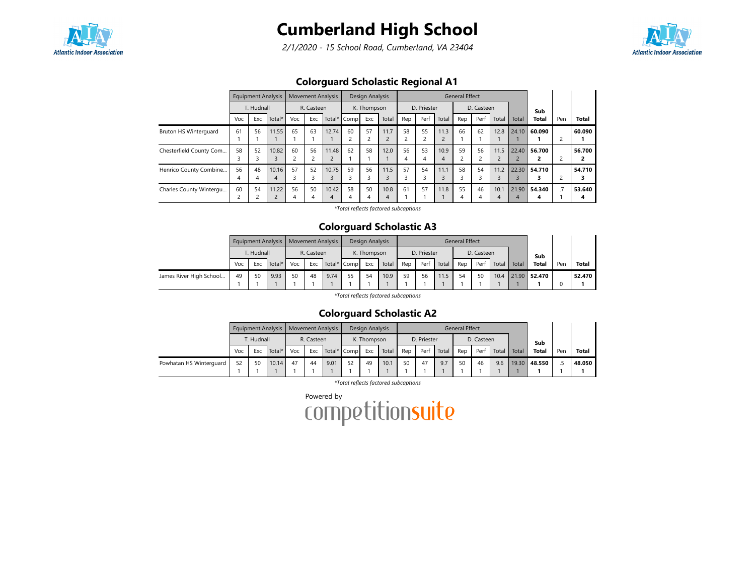# Cumberland High School

*2/1/2020 - 15 School Road, Cumberland, VA 23404*

## Colorguard Scholastic Regional A1

| | Equipment Analysis | | | Movement Analysis | | | Design Analysis | | | General Effect | | | | | | | | |
|---|---|---|---|---|---|---|---|---|---|---|---|---|---|---|---|---|---|---|
| | T. Hudnall | | | R. Casteen | | | K. Thompson | | | D. Priester | | | D. Casteen | | | | | | |
| | Voc | Exc | Total* | Voc | Exc | Total* | Comp | Exc | Total | Rep | Perf | Total | Rep | Perf | Total | Total | Sub Total | Pen | Total |
| Bruton HS Winterguard | 61 1 | 56 1 | 11.55 1 | 65 1 | 63 1 | 12.74 1 | 60 2 | 57 2 | 11.7 2 | 58 2 | 55 2 | 11.3 2 | 66 1 | 62 1 | 12.8 1 | 24.10 1 | 60.090 1 | 2 | 60.090 1 |
| Chesterfield County Com... | 58 3 | 52 3 | 10.82 3 | 60 2 | 56 2 | 11.48 2 | 62 1 | 58 1 | 12.0 1 | 56 4 | 53 4 | 10.9 4 | 59 2 | 56 2 | 11.5 2 | 22.40 2 | 56.700 2 | 2 | 56.700 2 |
| Henrico County Combine... | 56 4 | 48 4 | 10.16 4 | 57 3 | 52 3 | 10.75 3 | 59 3 | 56 3 | 11.5 3 | 57 3 | 54 3 | 11.1 3 | 58 3 | 54 3 | 11.2 3 | 22.30 3 | 54.710 3 | 2 | 54.710 3 |
| Charles County Wintergu... | 60 2 | 54 2 | 11.22 2 | 56 4 | 50 4 | 10.42 4 | 58 4 | 50 4 | 10.8 4 | 61 1 | 57 1 | 11.8 1 | 55 4 | 46 4 | 10.1 4 | 21.90 4 | 54.340 4 | .7 1 | 53.640 4 |

*Total reflects factored subcaptions

## Colorguard Scholastic A3

| | Equipment Analysis | | | Movement Analysis | | | Design Analysis | | | General Effect | | | | | | | | |
|---|---|---|---|---|---|---|---|---|---|---|---|---|---|---|---|---|---|---|
| | T. Hudnall | | | R. Casteen | | | K. Thompson | | | D. Priester | | | D. Casteen | | | | | | |
| | Voc | Exc | Total* | Voc | Exc | Total* | Comp | Exc | Total | Rep | Perf | Total | Rep | Perf | Total | Total | Sub Total | Pen | Total |
| James River High School... | 49 1 | 50 1 | 9.93 1 | 50 1 | 48 1 | 9.74 1 | 55 1 | 54 1 | 10.9 1 | 59 1 | 56 1 | 11.5 1 | 54 1 | 50 1 | 10.4 1 | 21.90 1 | 52.470 1 | 0 | 52.470 1 |

*Total reflects factored subcaptions

## Colorguard Scholastic A2

| | Equipment Analysis | | | Movement Analysis | | | Design Analysis | | | General Effect | | | | | | | | |
|---|---|---|---|---|---|---|---|---|---|---|---|---|---|---|---|---|---|---|
| | T. Hudnall | | | R. Casteen | | | K. Thompson | | | D. Priester | | | D. Casteen | | | | | | |
| | Voc | Exc | Total* | Voc | Exc | Total* | Comp | Exc | Total | Rep | Perf | Total | Rep | Perf | Total | Total | Sub Total | Pen | Total |
| Powhatan HS Winterguard | 52 1 | 50 1 | 10.14 1 | 47 1 | 44 1 | 9.01 1 | 52 1 | 49 1 | 10.1 1 | 50 1 | 47 1 | 9.7 1 | 50 1 | 46 1 | 9.6 1 | 19.30 1 | 48.550 1 | .5 1 | 48.050 1 |

*Total reflects factored subcaptions

Powered by competitionsuite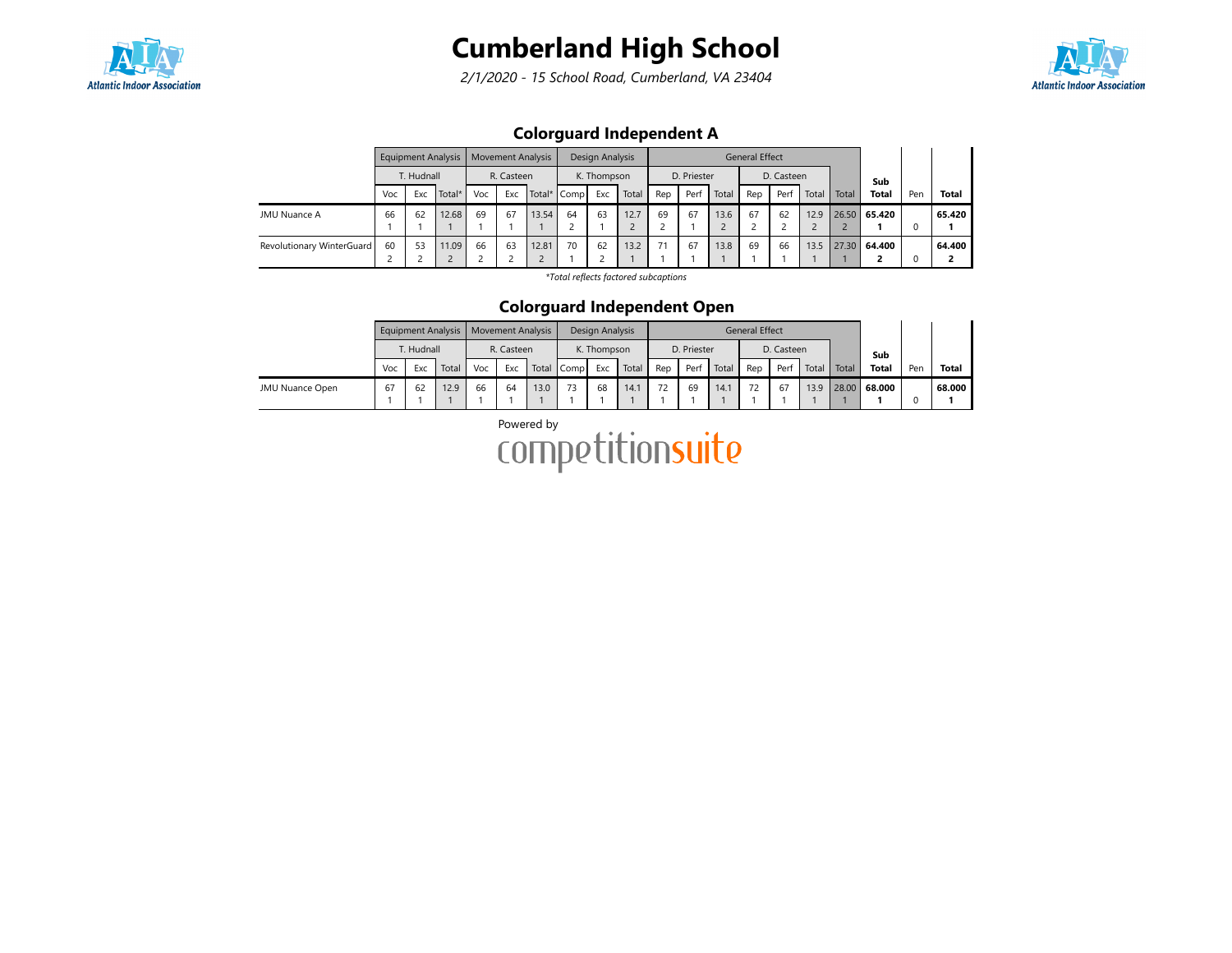# Cumberland High School

*2/1/2020 - 15 School Road, Cumberland, VA 23404*

## Colorguard Independent A

| | Equipment Analysis | | | Movement Analysis | | | Design Analysis | | | General Effect | | | | | | | | | |
|---|---|---|---|---|---|---|---|---|---|---|---|---|---|---|---|---|---|---|---|
| | T. Hudnall | | | R. Casteen | | | K. Thompson | | | D. Priester | | | D. Casteen | | | | Sub | | |
| | Voc | Exc | Total* | Voc | Exc | Total* | Comp | Exc | Total | Rep | Perf | Total | Rep | Perf | Total | Total | Total | Pen | Total |
| JMU Nuance A | 66<br>1 | 62<br>1 | 12.68<br>1 | 69<br>1 | 67<br>1 | 13.54<br>1 | 64<br>2 | 63<br>1 | 12.7<br>2 | 69<br>2 | 67<br>1 | 13.6<br>2 | 67<br>2 | 62<br>2 | 12.9<br>2 | 26.50<br>2 | **65.420**<br>**1** | 0 | **65.420**<br>**1** |
| Revolutionary WinterGuard | 60<br>2 | 53<br>2 | 11.09<br>2 | 66<br>2 | 63<br>2 | 12.81<br>2 | 70<br>1 | 62<br>2 | 13.2<br>1 | 71<br>1 | 67<br>1 | 13.8<br>1 | 69<br>1 | 66<br>1 | 13.5<br>1 | 27.30<br>1 | **64.400**<br>**2** | 0 | **64.400**<br>**2** |

*Total reflects factored subcaptions*

## Colorguard Independent Open

| | Equipment Analysis | | | Movement Analysis | | | Design Analysis | | | General Effect | | | | | | | | | |
|---|---|---|---|---|---|---|---|---|---|---|---|---|---|---|---|---|---|---|---|
| | T. Hudnall | | | R. Casteen | | | K. Thompson | | | D. Priester | | | D. Casteen | | | | Sub | | |
| | Voc | Exc | Total | Voc | Exc | Total | Comp | Exc | Total | Rep | Perf | Total | Rep | Perf | Total | Total | Total | Pen | Total |
| JMU Nuance Open | 67<br>1 | 62<br>1 | 12.9<br>1 | 66<br>1 | 64<br>1 | 13.0<br>1 | 73<br>1 | 68<br>1 | 14.1<br>1 | 72<br>1 | 69<br>1 | 14.1<br>1 | 72<br>1 | 67<br>1 | 13.9<br>1 | 28.00<br>1 | **68.000**<br>**1** | 0 | **68.000**<br>**1** |

Powered by competitionsuite